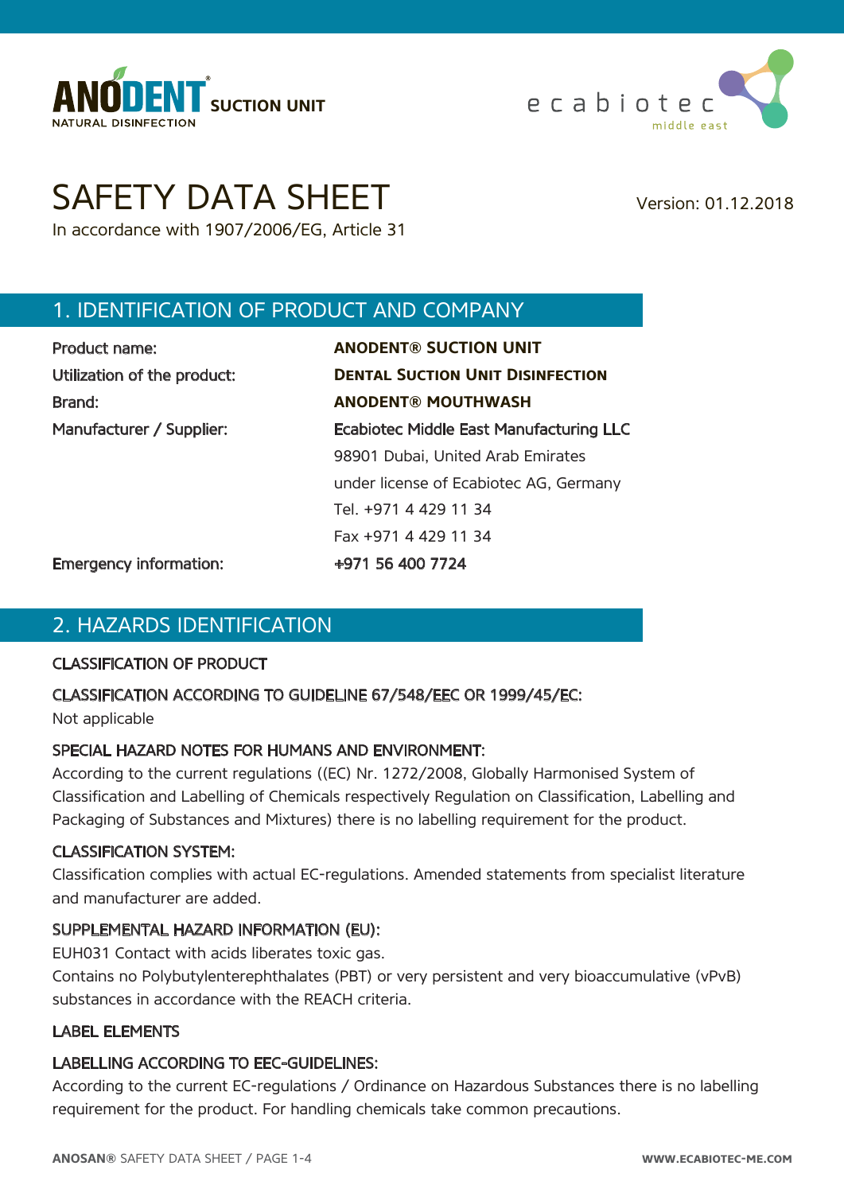ANODENT® SUCTION UNIT
NATURAL DISINFECTION

ecabiotec middle east

# SAFETY DATA SHEET

In accordance with 1907/2006/EG, Article 31

Version: 01.12.2018

## 1. IDENTIFICATION OF PRODUCT AND COMPANY

| | |
|---|---|
| Product name: | **ANODENT® SUCTION UNIT** |
| Utilization of the product: | **DENTAL SUCTION UNIT DISINFECTION** |
| Brand: | **ANODENT® MOUTHWASH** |
| Manufacturer / Supplier: | Ecabiotec Middle East Manufacturing LLC |
| | 98901 Dubai, United Arab Emirates |
| | under license of Ecabiotec AG, Germany |
| | Tel. +971 4 429 11 34 |
| | Fax +971 4 429 11 34 |
| Emergency information: | +971 56 400 7724 |

## 2. HAZARDS IDENTIFICATION

### CLASSIFICATION OF PRODUCT

### CLASSIFICATION ACCORDING TO GUIDELINE 67/548/EEC OR 1999/45/EC:

Not applicable

### SPECIAL HAZARD NOTES FOR HUMANS AND ENVIRONMENT:

According to the current regulations ((EC) Nr. 1272/2008, Globally Harmonised System of Classification and Labelling of Chemicals respectively Regulation on Classification, Labelling and Packaging of Substances and Mixtures) there is no labelling requirement for the product.

### CLASSIFICATION SYSTEM:

Classification complies with actual EC-regulations. Amended statements from specialist literature and manufacturer are added.

### SUPPLEMENTAL HAZARD INFORMATION (EU):

EUH031 Contact with acids liberates toxic gas.
Contains no Polybutylenterephthalates (PBT) or very persistent and very bioaccumulative (vPvB) substances in accordance with the REACH criteria.

### LABEL ELEMENTS

### LABELLING ACCORDING TO EEC-GUIDELINES:

According to the current EC-regulations / Ordinance on Hazardous Substances there is no labelling requirement for the product. For handling chemicals take common precautions.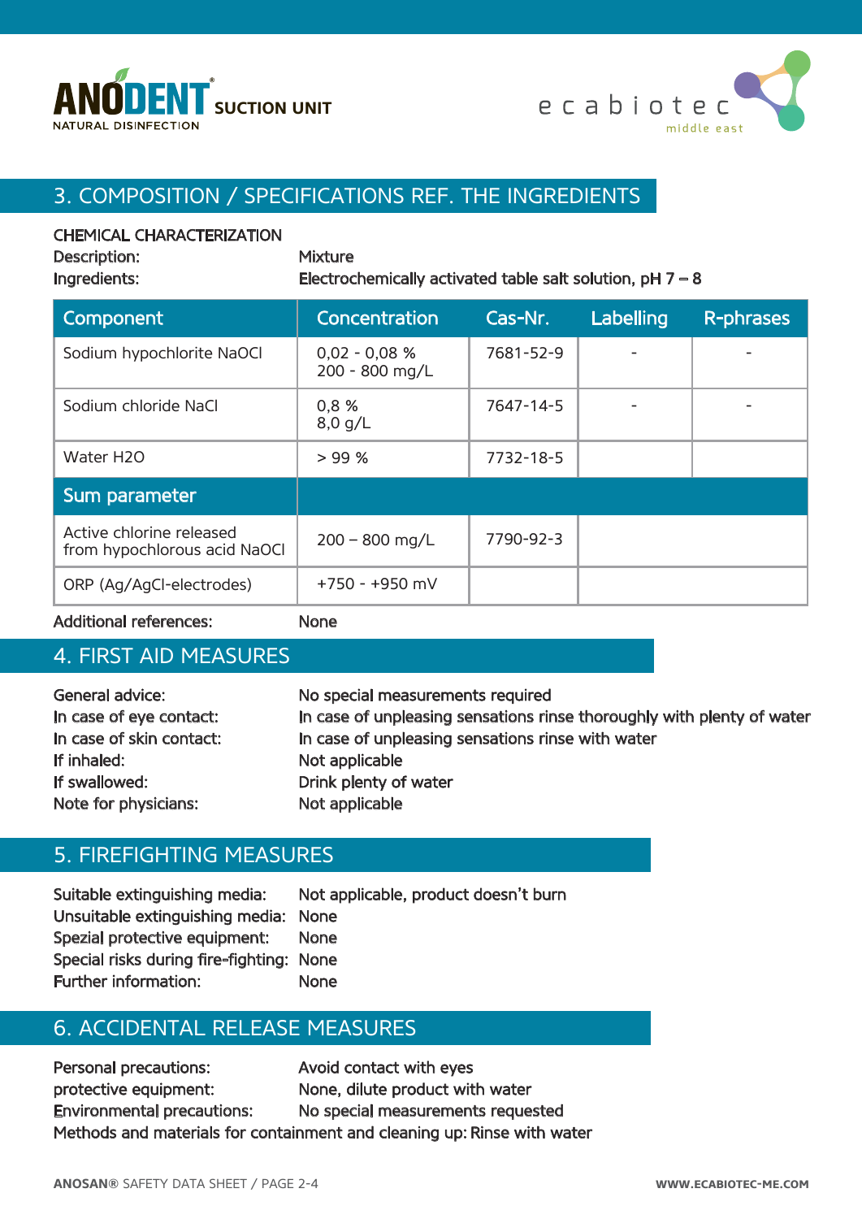## 3. COMPOSITION / SPECIFICATIONS REF. THE INGREDIENTS

CHEMICAL CHARACTERIZATION

Description: Mixture

Ingredients: Electrochemically activated table salt solution, pH 7 – 8

| Component | Concentration | Cas-Nr. | Labelling | R-phrases |
|---|---|---|---|---|
| Sodium hypochlorite NaOCl | 0,02 - 0,08 %<br>200 - 800 mg/L | 7681-52-9 | - | - |
| Sodium chloride NaCl | 0,8 %<br>8,0 g/L | 7647-14-5 | - | - |
| Water H2O | > 99 % | 7732-18-5 | | |
| **Sum parameter** | | | | |
| Active chlorine released from hypochlorous acid NaOCl | 200 – 800 mg/L | 7790-92-3 | | |
| ORP (Ag/AgCl-electrodes) | +750 - +950 mV | | | |

Additional references: None

## 4. FIRST AID MEASURES

General advice: No special measurements required

In case of eye contact: In case of unpleasing sensations rinse thoroughly with plenty of water

In case of skin contact: In case of unpleasing sensations rinse with water

If inhaled: Not applicable

If swallowed: Drink plenty of water

Note for physicians: Not applicable

## 5. FIREFIGHTING MEASURES

Suitable extinguishing media: Not applicable, product doesn't burn

Unsuitable extinguishing media: None

Spezial protective equipment: None

Special risks during fire-fighting: None

Further information: None

## 6. ACCIDENTAL RELEASE MEASURES

Personal precautions: Avoid contact with eyes

protective equipment: None, dilute product with water

Environmental precautions: No special measurements requested

Methods and materials for containment and cleaning up: Rinse with water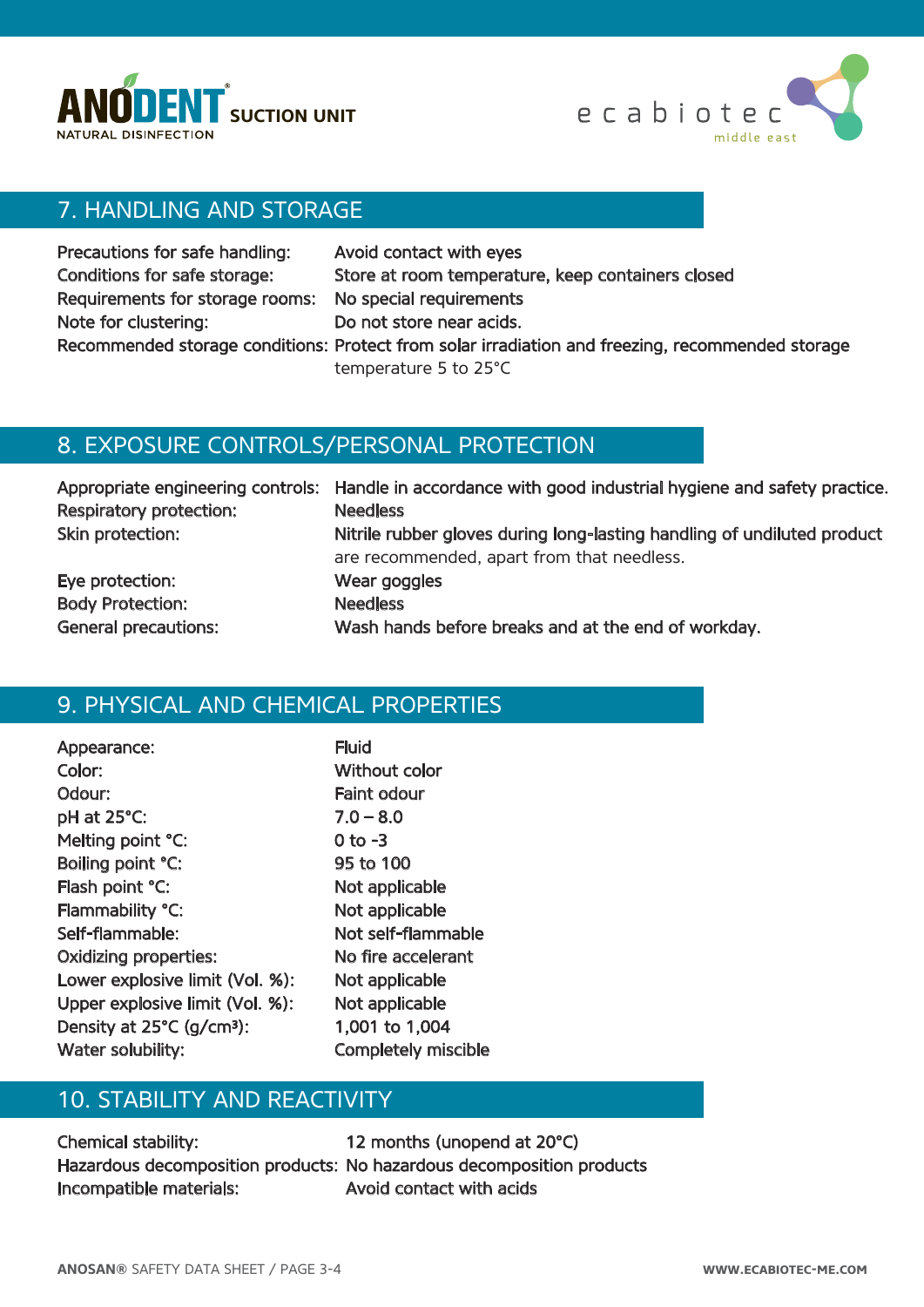ANODENT® SUCTION UNIT
NATURAL DISINFECTION

ecabiotec
middle east

## 7. HANDLING AND STORAGE

| | |
|---|---|
| Precautions for safe handling: | Avoid contact with eyes |
| Conditions for safe storage: | Store at room temperature, keep containers closed |
| Requirements for storage rooms: | No special requirements |
| Note for clustering: | Do not store near acids. |
| Recommended storage conditions: | Protect from solar irradiation and freezing, recommended storage temperature 5 to 25°C |

## 8. EXPOSURE CONTROLS/PERSONAL PROTECTION

| | |
|---|---|
| Appropriate engineering controls: | Handle in accordance with good industrial hygiene and safety practice. |
| Respiratory protection: | Needless |
| Skin protection: | Nitrile rubber gloves during long-lasting handling of undiluted product are recommended, apart from that needless. |
| Eye protection: | Wear goggles |
| Body Protection: | Needless |
| General precautions: | Wash hands before breaks and at the end of workday. |

## 9. PHYSICAL AND CHEMICAL PROPERTIES

| | |
|---|---|
| Appearance: | Fluid |
| Color: | Without color |
| Odour: | Faint odour |
| pH at 25°C: | 7.0 – 8.0 |
| Melting point °C: | 0 to -3 |
| Boiling point °C: | 95 to 100 |
| Flash point °C: | Not applicable |
| Flammability °C: | Not applicable |
| Self-flammable: | Not self-flammable |
| Oxidizing properties: | No fire accelerant |
| Lower explosive limit (Vol. %): | Not applicable |
| Upper explosive limit (Vol. %): | Not applicable |
| Density at 25°C (g/cm³): | 1,001 to 1,004 |
| Water solubility: | Completely miscible |

## 10. STABILITY AND REACTIVITY

| | |
|---|---|
| Chemical stability: | 12 months (unopend at 20°C) |
| Hazardous decomposition products: | No hazardous decomposition products |
| Incompatible materials: | Avoid contact with acids |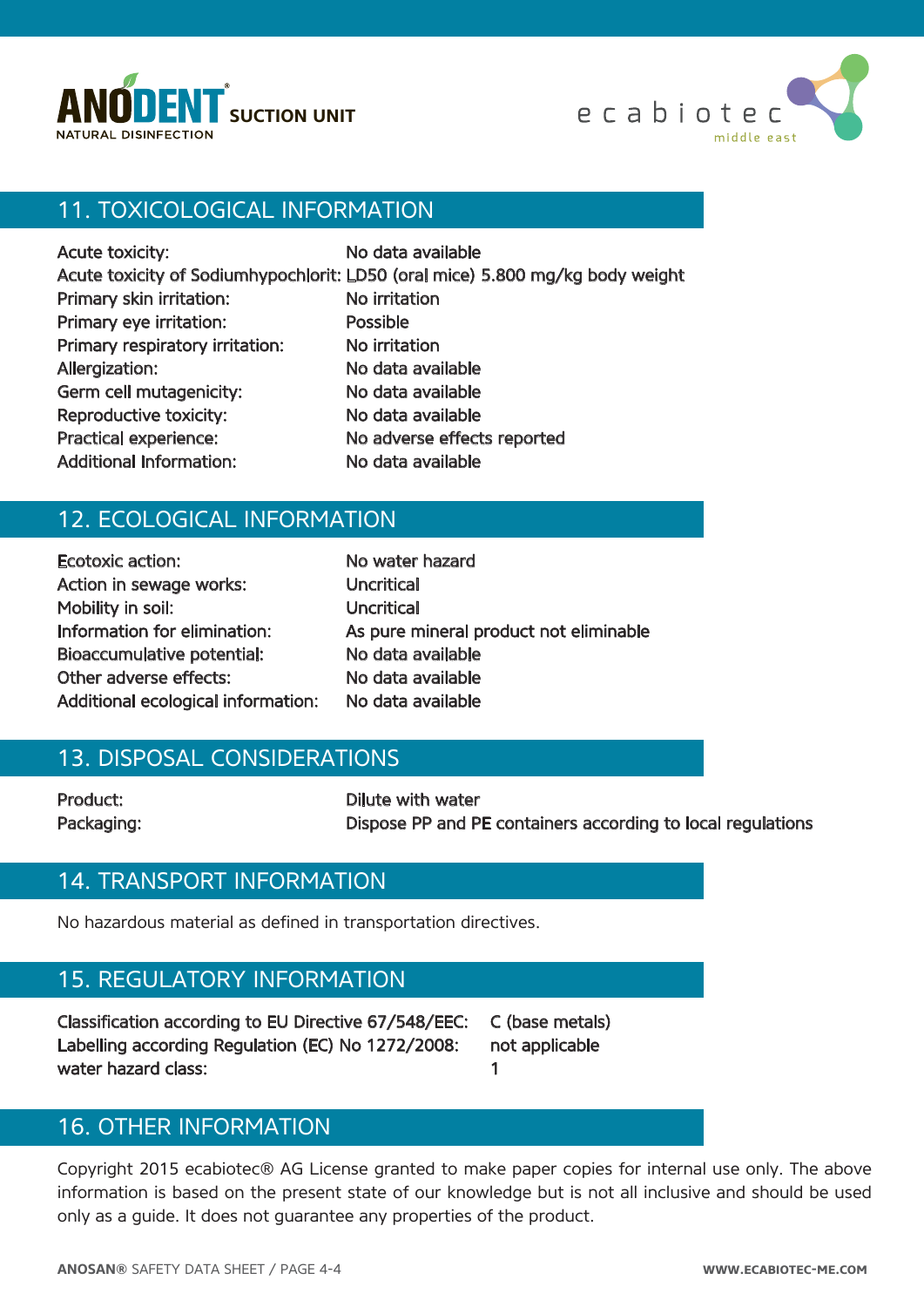ANODENT® SUCTION UNIT
NATURAL DISINFECTION

ecabiotec
middle east

## 11. TOXICOLOGICAL INFORMATION

| | |
|---|---|
| Acute toxicity: | No data available |
| Acute toxicity of Sodiumhypochlorit: | LD50 (oral mice) 5.800 mg/kg body weight |
| Primary skin irritation: | No irritation |
| Primary eye irritation: | Possible |
| Primary respiratory irritation: | No irritation |
| Allergization: | No data available |
| Germ cell mutagenicity: | No data available |
| Reproductive toxicity: | No data available |
| Practical experience: | No adverse effects reported |
| Additional Information: | No data available |

## 12. ECOLOGICAL INFORMATION

| | |
|---|---|
| Ecotoxic action: | No water hazard |
| Action in sewage works: | Uncritical |
| Mobility in soil: | Uncritical |
| Information for elimination: | As pure mineral product not eliminable |
| Bioaccumulative potential: | No data available |
| Other adverse effects: | No data available |
| Additional ecological information: | No data available |

## 13. DISPOSAL CONSIDERATIONS

| | |
|---|---|
| Product: | Dilute with water |
| Packaging: | Dispose PP and PE containers according to local regulations |

## 14. TRANSPORT INFORMATION

No hazardous material as defined in transportation directives.

## 15. REGULATORY INFORMATION

| | |
|---|---|
| Classification according to EU Directive 67/548/EEC: | C (base metals) |
| Labelling according Regulation (EC) No 1272/2008: | not applicable |
| water hazard class: | 1 |

## 16. OTHER INFORMATION

Copyright 2015 ecabiotec® AG License granted to make paper copies for internal use only. The above information is based on the present state of our knowledge but is not all inclusive and should be used only as a guide. It does not guarantee any properties of the product.